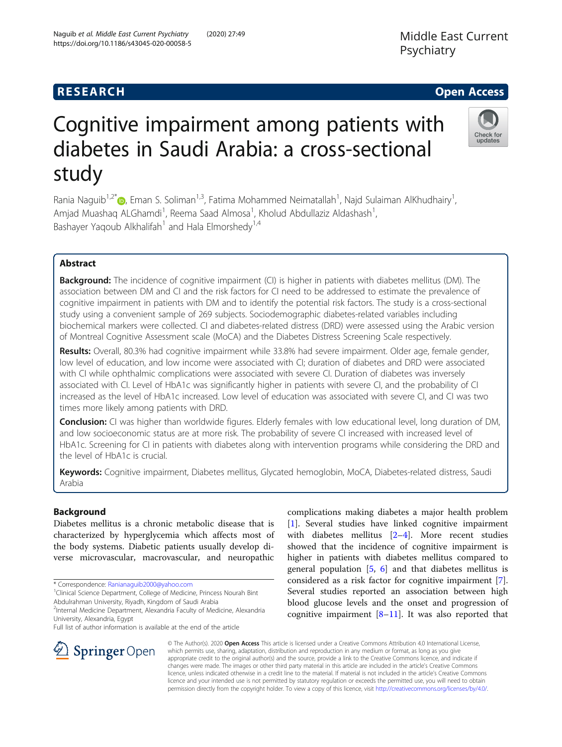RESEARCH Open Access

# Cognitive impairment among patients with diabetes in Saudi Arabia: a cross-sectional study

Rania Naguib[1,2*], Eman S. Soliman[1,3], Fatima Mohammed Neimatallah[1], Najd Sulaiman AlKhudhairy[1], Amjad Muashaq ALGhamdi[1], Reema Saad Almosa[1], Kholud Abdullaziz Aldashash[1], Bashayer Yaqoub Alkhalifah[1] and Hala Elmorshedy[1,4]

## Abstract

**Background:** The incidence of cognitive impairment (CI) is higher in patients with diabetes mellitus (DM). The association between DM and CI and the risk factors for CI need to be addressed to estimate the prevalence of cognitive impairment in patients with DM and to identify the potential risk factors. The study is a cross-sectional study using a convenient sample of 269 subjects. Sociodemographic diabetes-related variables including biochemical markers were collected. CI and diabetes-related distress (DRD) were assessed using the Arabic version of Montreal Cognitive Assessment scale (MoCA) and the Diabetes Distress Screening Scale respectively.

**Results:** Overall, 80.3% had cognitive impairment while 33.8% had severe impairment. Older age, female gender, low level of education, and low income were associated with CI; duration of diabetes and DRD were associated with CI while ophthalmic complications were associated with severe CI. Duration of diabetes was inversely associated with CI. Level of HbA1c was significantly higher in patients with severe CI, and the probability of CI increased as the level of HbA1c increased. Low level of education was associated with severe CI, and CI was two times more likely among patients with DRD.

**Conclusion:** CI was higher than worldwide figures. Elderly females with low educational level, long duration of DM, and low socioeconomic status are at more risk. The probability of severe CI increased with increased level of HbA1c. Screening for CI in patients with diabetes along with intervention programs while considering the DRD and the level of HbA1c is crucial.

**Keywords:** Cognitive impairment, Diabetes mellitus, Glycated hemoglobin, MoCA, Diabetes-related distress, Saudi Arabia

## Background

Diabetes mellitus is a chronic metabolic disease that is characterized by hyperglycemia which affects most of the body systems. Diabetic patients usually develop diverse microvascular, macrovascular, and neuropathic complications making diabetes a major health problem [1]. Several studies have linked cognitive impairment with diabetes mellitus [2–4]. More recent studies showed that the incidence of cognitive impairment is higher in patients with diabetes mellitus compared to general population [5, 6] and that diabetes mellitus is considered as a risk factor for cognitive impairment [7]. Several studies reported an association between high blood glucose levels and the onset and progression of cognitive impairment [8–11]. It was also reported that

\* Correspondence: Ranianaguib2000@yahoo.com
[1]Clinical Science Department, College of Medicine, Princess Nourah Bint Abdulrahman University, Riyadh, Kingdom of Saudi Arabia
[2]Internal Medicine Department, Alexandria Faculty of Medicine, Alexandria University, Alexandria, Egypt
Full list of author information is available at the end of the article

© The Author(s). 2020 **Open Access** This article is licensed under a Creative Commons Attribution 4.0 International License, which permits use, sharing, adaptation, distribution and reproduction in any medium or format, as long as you give appropriate credit to the original author(s) and the source, provide a link to the Creative Commons licence, and indicate if changes were made. The images or other third party material in this article are included in the article's Creative Commons licence, unless indicated otherwise in a credit line to the material. If material is not included in the article's Creative Commons licence and your intended use is not permitted by statutory regulation or exceeds the permitted use, you will need to obtain permission directly from the copyright holder. To view a copy of this licence, visit http://creativecommons.org/licenses/by/4.0/.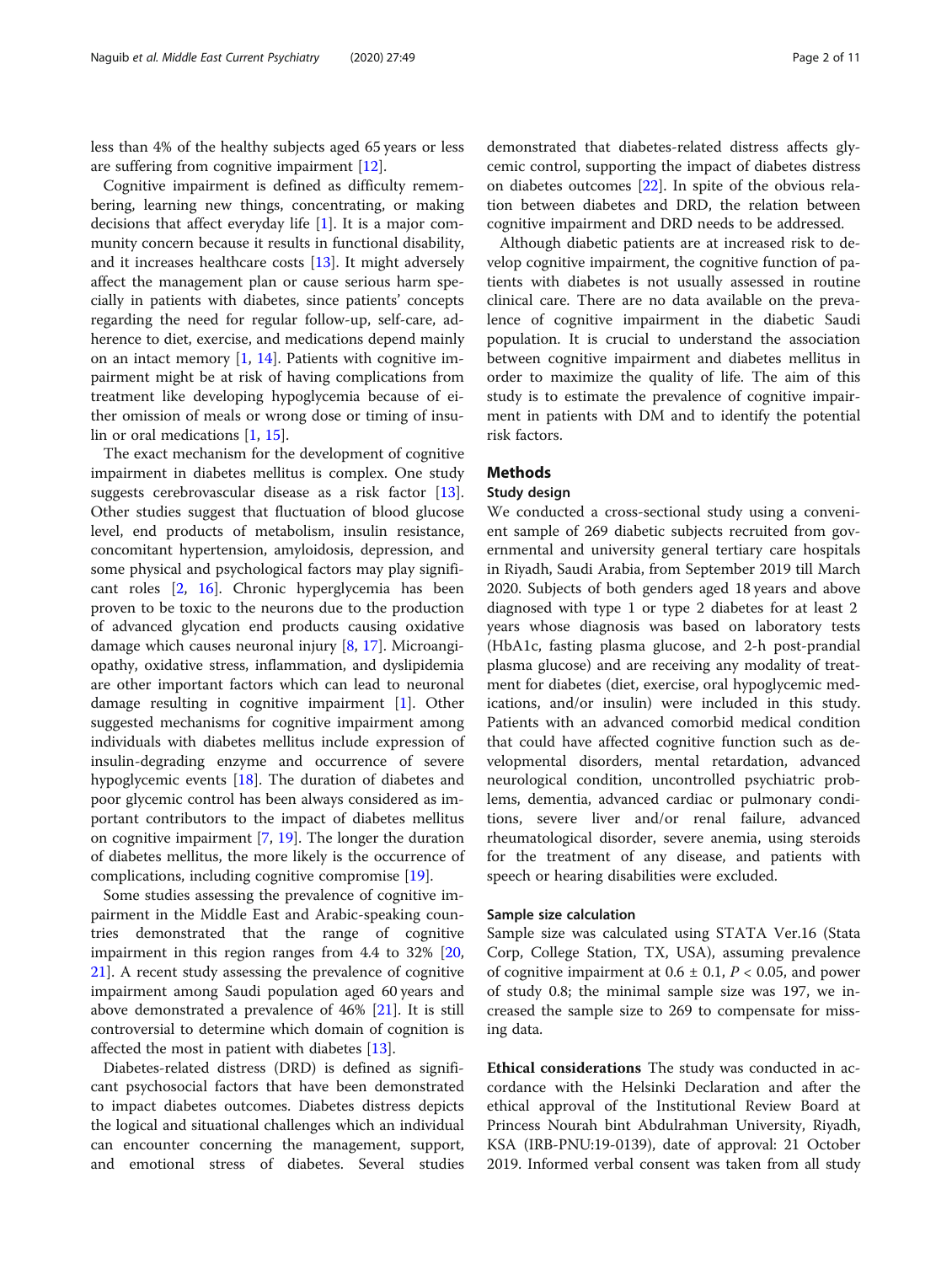less than 4% of the healthy subjects aged 65 years or less are suffering from cognitive impairment [12].

Cognitive impairment is defined as difficulty remembering, learning new things, concentrating, or making decisions that affect everyday life [1]. It is a major community concern because it results in functional disability, and it increases healthcare costs [13]. It might adversely affect the management plan or cause serious harm specially in patients with diabetes, since patients' concepts regarding the need for regular follow-up, self-care, adherence to diet, exercise, and medications depend mainly on an intact memory [1, 14]. Patients with cognitive impairment might be at risk of having complications from treatment like developing hypoglycemia because of either omission of meals or wrong dose or timing of insulin or oral medications [1, 15].

The exact mechanism for the development of cognitive impairment in diabetes mellitus is complex. One study suggests cerebrovascular disease as a risk factor [13]. Other studies suggest that fluctuation of blood glucose level, end products of metabolism, insulin resistance, concomitant hypertension, amyloidosis, depression, and some physical and psychological factors may play significant roles [2, 16]. Chronic hyperglycemia has been proven to be toxic to the neurons due to the production of advanced glycation end products causing oxidative damage which causes neuronal injury [8, 17]. Microangiopathy, oxidative stress, inflammation, and dyslipidemia are other important factors which can lead to neuronal damage resulting in cognitive impairment [1]. Other suggested mechanisms for cognitive impairment among individuals with diabetes mellitus include expression of insulin-degrading enzyme and occurrence of severe hypoglycemic events [18]. The duration of diabetes and poor glycemic control has been always considered as important contributors to the impact of diabetes mellitus on cognitive impairment [7, 19]. The longer the duration of diabetes mellitus, the more likely is the occurrence of complications, including cognitive compromise [19].

Some studies assessing the prevalence of cognitive impairment in the Middle East and Arabic-speaking countries demonstrated that the range of cognitive impairment in this region ranges from 4.4 to 32% [20, 21]. A recent study assessing the prevalence of cognitive impairment among Saudi population aged 60 years and above demonstrated a prevalence of 46% [21]. It is still controversial to determine which domain of cognition is affected the most in patient with diabetes [13].

Diabetes-related distress (DRD) is defined as significant psychosocial factors that have been demonstrated to impact diabetes outcomes. Diabetes distress depicts the logical and situational challenges which an individual can encounter concerning the management, support, and emotional stress of diabetes. Several studies demonstrated that diabetes-related distress affects glycemic control, supporting the impact of diabetes distress on diabetes outcomes [22]. In spite of the obvious relation between diabetes and DRD, the relation between cognitive impairment and DRD needs to be addressed.

Although diabetic patients are at increased risk to develop cognitive impairment, the cognitive function of patients with diabetes is not usually assessed in routine clinical care. There are no data available on the prevalence of cognitive impairment in the diabetic Saudi population. It is crucial to understand the association between cognitive impairment and diabetes mellitus in order to maximize the quality of life. The aim of this study is to estimate the prevalence of cognitive impairment in patients with DM and to identify the potential risk factors.

## Methods

### Study design

We conducted a cross-sectional study using a convenient sample of 269 diabetic subjects recruited from governmental and university general tertiary care hospitals in Riyadh, Saudi Arabia, from September 2019 till March 2020. Subjects of both genders aged 18 years and above diagnosed with type 1 or type 2 diabetes for at least 2 years whose diagnosis was based on laboratory tests (HbA1c, fasting plasma glucose, and 2-h post-prandial plasma glucose) and are receiving any modality of treatment for diabetes (diet, exercise, oral hypoglycemic medications, and/or insulin) were included in this study. Patients with an advanced comorbid medical condition that could have affected cognitive function such as developmental disorders, mental retardation, advanced neurological condition, uncontrolled psychiatric problems, dementia, advanced cardiac or pulmonary conditions, severe liver and/or renal failure, advanced rheumatological disorder, severe anemia, using steroids for the treatment of any disease, and patients with speech or hearing disabilities were excluded.

### Sample size calculation

Sample size was calculated using STATA Ver.16 (Stata Corp, College Station, TX, USA), assuming prevalence of cognitive impairment at $0.6 \pm 0.1$, $P < 0.05$, and power of study 0.8; the minimal sample size was 197, we increased the sample size to 269 to compensate for missing data.

**Ethical considerations** The study was conducted in accordance with the Helsinki Declaration and after the ethical approval of the Institutional Review Board at Princess Nourah bint Abdulrahman University, Riyadh, KSA (IRB-PNU:19-0139), date of approval: 21 October 2019. Informed verbal consent was taken from all study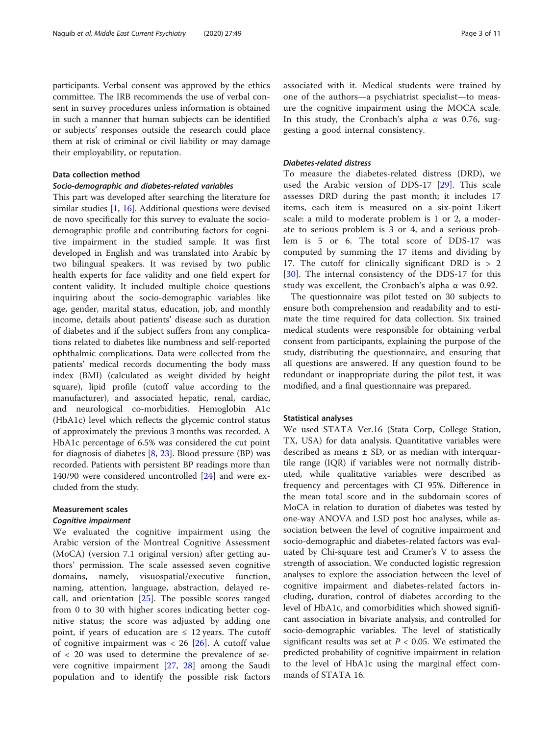participants. Verbal consent was approved by the ethics committee. The IRB recommends the use of verbal consent in survey procedures unless information is obtained in such a manner that human subjects can be identified or subjects' responses outside the research could place them at risk of criminal or civil liability or may damage their employability, or reputation.

### Data collection method

#### *Socio-demographic and diabetes-related variables*

This part was developed after searching the literature for similar studies [1, 16]. Additional questions were devised de novo specifically for this survey to evaluate the socio-demographic profile and contributing factors for cognitive impairment in the studied sample. It was first developed in English and was translated into Arabic by two bilingual speakers. It was revised by two public health experts for face validity and one field expert for content validity. It included multiple choice questions inquiring about the socio-demographic variables like age, gender, marital status, education, job, and monthly income, details about patients' disease such as duration of diabetes and if the subject suffers from any complications related to diabetes like numbness and self-reported ophthalmic complications. Data were collected from the patients' medical records documenting the body mass index (BMI) (calculated as weight divided by height square), lipid profile (cutoff value according to the manufacturer), and associated hepatic, renal, cardiac, and neurological co-morbidities. Hemoglobin A1c (HbA1c) level which reflects the glycemic control status of approximately the previous 3 months was recorded. A HbA1c percentage of 6.5% was considered the cut point for diagnosis of diabetes [8, 23]. Blood pressure (BP) was recorded. Patients with persistent BP readings more than 140/90 were considered uncontrolled [24] and were excluded from the study.

### Measurement scales

#### *Cognitive impairment*

We evaluated the cognitive impairment using the Arabic version of the Montreal Cognitive Assessment (MoCA) (version 7.1 original version) after getting authors' permission. The scale assessed seven cognitive domains, namely, visuospatial/executive function, naming, attention, language, abstraction, delayed recall, and orientation [25]. The possible scores ranged from 0 to 30 with higher scores indicating better cognitive status; the score was adjusted by adding one point, if years of education are ≤ 12 years. The cutoff of cognitive impairment was < 26 [26]. A cutoff value of < 20 was used to determine the prevalence of severe cognitive impairment [27, 28] among the Saudi population and to identify the possible risk factors associated with it. Medical students were trained by one of the authors—a psychiatrist specialist—to measure the cognitive impairment using the MOCA scale. In this study, the Cronbach's alpha $\alpha$ was 0.76, suggesting a good internal consistency.

#### *Diabetes-related distress*

To measure the diabetes-related distress (DRD), we used the Arabic version of DDS-17 [29]. This scale assesses DRD during the past month; it includes 17 items, each item is measured on a six-point Likert scale: a mild to moderate problem is 1 or 2, a moderate to serious problem is 3 or 4, and a serious problem is 5 or 6. The total score of DDS-17 was computed by summing the 17 items and dividing by 17. The cutoff for clinically significant DRD is > 2 [30]. The internal consistency of the DDS-17 for this study was excellent, the Cronbach's alpha $\alpha$ was 0.92.

The questionnaire was pilot tested on 30 subjects to ensure both comprehension and readability and to estimate the time required for data collection. Six trained medical students were responsible for obtaining verbal consent from participants, explaining the purpose of the study, distributing the questionnaire, and ensuring that all questions are answered. If any question found to be redundant or inappropriate during the pilot test, it was modified, and a final questionnaire was prepared.

### Statistical analyses

We used STATA Ver.16 (Stata Corp, College Station, TX, USA) for data analysis. Quantitative variables were described as means ± SD, or as median with interquartile range (IQR) if variables were not normally distributed, while qualitative variables were described as frequency and percentages with CI 95%. Difference in the mean total score and in the subdomain scores of MoCA in relation to duration of diabetes was tested by one-way ANOVA and LSD post hoc analyses, while association between the level of cognitive impairment and socio-demographic and diabetes-related factors was evaluated by Chi-square test and Cramer's V to assess the strength of association. We conducted logistic regression analyses to explore the association between the level of cognitive impairment and diabetes-related factors including, duration, control of diabetes according to the level of HbA1c, and comorbidities which showed significant association in bivariate analysis, and controlled for socio-demographic variables. The level of statistically significant results was set at $P < 0.05$. We estimated the predicted probability of cognitive impairment in relation to the level of HbA1c using the marginal effect commands of STATA 16.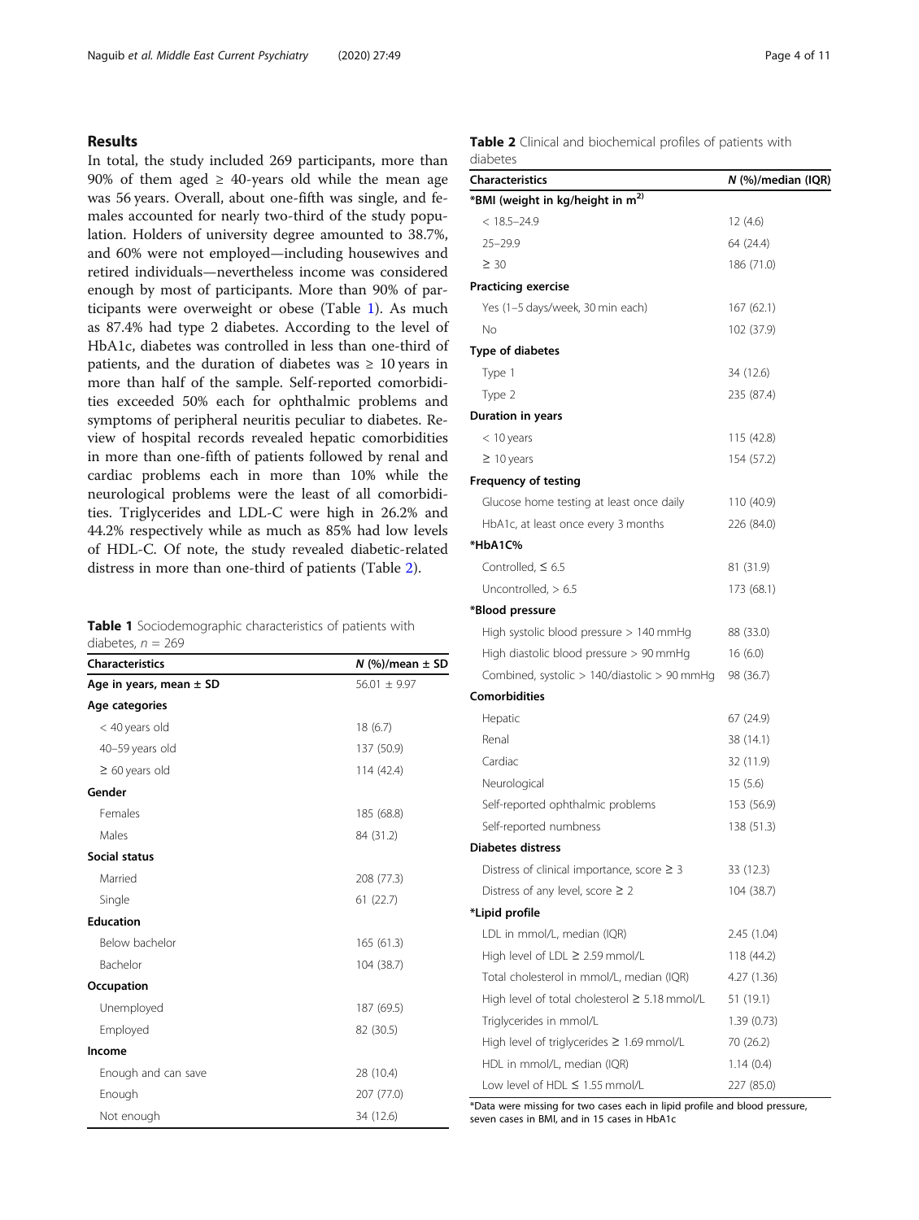## Results

In total, the study included 269 participants, more than 90% of them aged ≥ 40-years old while the mean age was 56 years. Overall, about one-fifth was single, and females accounted for nearly two-third of the study population. Holders of university degree amounted to 38.7%, and 60% were not employed—including housewives and retired individuals—nevertheless income was considered enough by most of participants. More than 90% of participants were overweight or obese (Table 1). As much as 87.4% had type 2 diabetes. According to the level of HbA1c, diabetes was controlled in less than one-third of patients, and the duration of diabetes was ≥ 10 years in more than half of the sample. Self-reported comorbidities exceeded 50% each for ophthalmic problems and symptoms of peripheral neuritis peculiar to diabetes. Review of hospital records revealed hepatic comorbidities in more than one-fifth of patients followed by renal and cardiac problems each in more than 10% while the neurological problems were the least of all comorbidities. Triglycerides and LDL-C were high in 26.2% and 44.2% respectively while as much as 85% had low levels of HDL-C. Of note, the study revealed diabetic-related distress in more than one-third of patients (Table 2).

**Table 1** Sociodemographic characteristics of patients with diabetes, $n = 269$

| Characteristics | N (%)/mean ± SD |
|---|---|
| **Age in years, mean ± SD** | 56.01 ± 9.97 |
| **Age categories** | |
| < 40 years old | 18 (6.7) |
| 40–59 years old | 137 (50.9) |
| ≥ 60 years old | 114 (42.4) |
| **Gender** | |
| Females | 185 (68.8) |
| Males | 84 (31.2) |
| **Social status** | |
| Married | 208 (77.3) |
| Single | 61 (22.7) |
| **Education** | |
| Below bachelor | 165 (61.3) |
| Bachelor | 104 (38.7) |
| **Occupation** | |
| Unemployed | 187 (69.5) |
| Employed | 82 (30.5) |
| **Income** | |
| Enough and can save | 28 (10.4) |
| Enough | 207 (77.0) |
| Not enough | 34 (12.6) |

**Table 2** Clinical and biochemical profiles of patients with diabetes

| Characteristics | N (%)/median (IQR) |
|---|---|
| ***BMI (weight in kg/height in m$^2$)** | |
| < 18.5–24.9 | 12 (4.6) |
| 25–29.9 | 64 (24.4) |
| ≥ 30 | 186 (71.0) |
| **Practicing exercise** | |
| Yes (1–5 days/week, 30 min each) | 167 (62.1) |
| No | 102 (37.9) |
| **Type of diabetes** | |
| Type 1 | 34 (12.6) |
| Type 2 | 235 (87.4) |
| **Duration in years** | |
| < 10 years | 115 (42.8) |
| ≥ 10 years | 154 (57.2) |
| **Frequency of testing** | |
| Glucose home testing at least once daily | 110 (40.9) |
| HbA1c, at least once every 3 months | 226 (84.0) |
| ***HbA1C%** | |
| Controlled, ≤ 6.5 | 81 (31.9) |
| Uncontrolled, > 6.5 | 173 (68.1) |
| ***Blood pressure** | |
| High systolic blood pressure > 140 mmHg | 88 (33.0) |
| High diastolic blood pressure > 90 mmHg | 16 (6.0) |
| Combined, systolic > 140/diastolic > 90 mmHg | 98 (36.7) |
| **Comorbidities** | |
| Hepatic | 67 (24.9) |
| Renal | 38 (14.1) |
| Cardiac | 32 (11.9) |
| Neurological | 15 (5.6) |
| Self-reported ophthalmic problems | 153 (56.9) |
| Self-reported numbness | 138 (51.3) |
| **Diabetes distress** | |
| Distress of clinical importance, score ≥ 3 | 33 (12.3) |
| Distress of any level, score ≥ 2 | 104 (38.7) |
| ***Lipid profile** | |
| LDL in mmol/L, median (IQR) | 2.45 (1.04) |
| High level of LDL ≥ 2.59 mmol/L | 118 (44.2) |
| Total cholesterol in mmol/L, median (IQR) | 4.27 (1.36) |
| High level of total cholesterol ≥ 5.18 mmol/L | 51 (19.1) |
| Triglycerides in mmol/L | 1.39 (0.73) |
| High level of triglycerides ≥ 1.69 mmol/L | 70 (26.2) |
| HDL in mmol/L, median (IQR) | 1.14 (0.4) |
| Low level of HDL ≤ 1.55 mmol/L | 227 (85.0) |

*Data were missing for two cases each in lipid profile and blood pressure, seven cases in BMI, and in 15 cases in HbA1c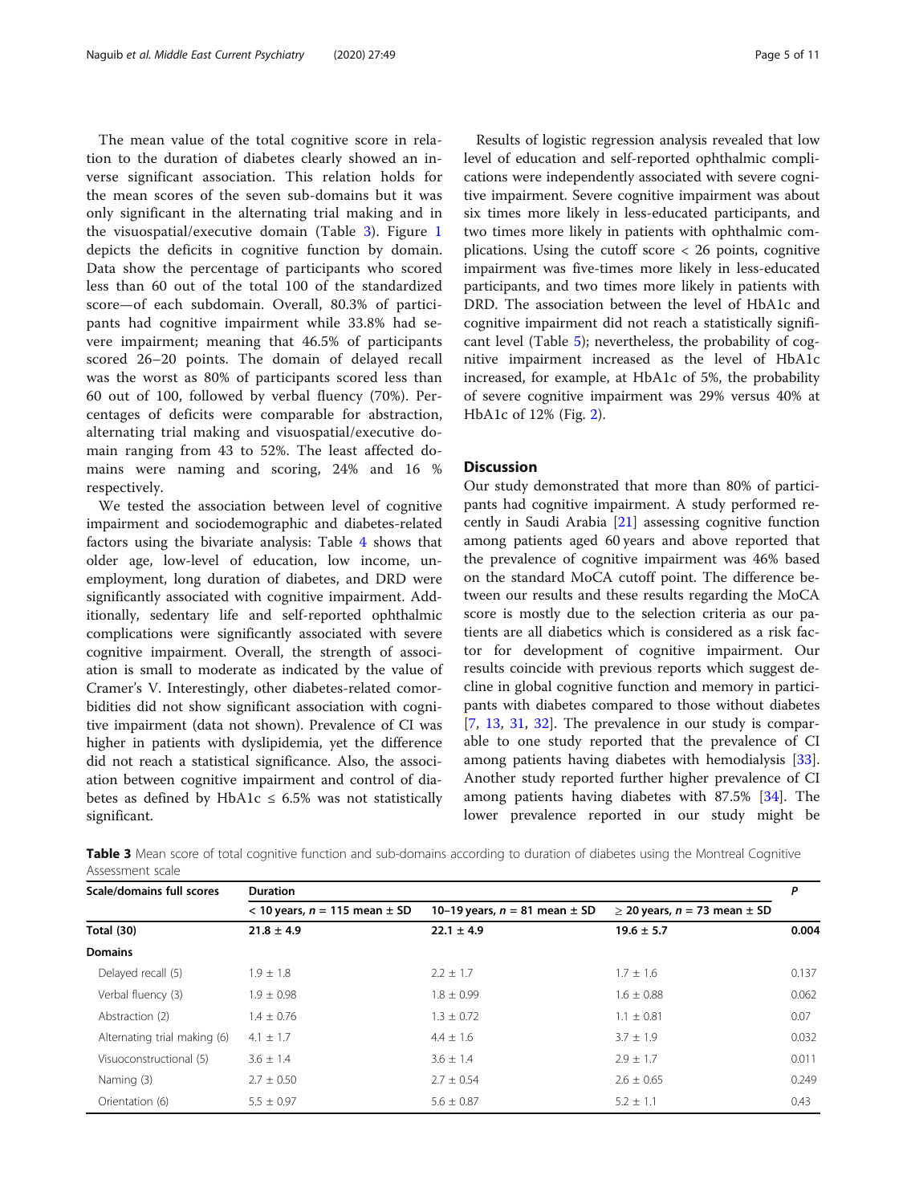The mean value of the total cognitive score in relation to the duration of diabetes clearly showed an inverse significant association. This relation holds for the mean scores of the seven sub-domains but it was only significant in the alternating trial making and in the visuospatial/executive domain (Table 3). Figure 1 depicts the deficits in cognitive function by domain. Data show the percentage of participants who scored less than 60 out of the total 100 of the standardized score—of each subdomain. Overall, 80.3% of participants had cognitive impairment while 33.8% had severe impairment; meaning that 46.5% of participants scored 26–20 points. The domain of delayed recall was the worst as 80% of participants scored less than 60 out of 100, followed by verbal fluency (70%). Percentages of deficits were comparable for abstraction, alternating trial making and visuospatial/executive domain ranging from 43 to 52%. The least affected domains were naming and scoring, 24% and 16 % respectively.

We tested the association between level of cognitive impairment and sociodemographic and diabetes-related factors using the bivariate analysis: Table 4 shows that older age, low-level of education, low income, unemployment, long duration of diabetes, and DRD were significantly associated with cognitive impairment. Additionally, sedentary life and self-reported ophthalmic complications were significantly associated with severe cognitive impairment. Overall, the strength of association is small to moderate as indicated by the value of Cramer's V. Interestingly, other diabetes-related comorbidities did not show significant association with cognitive impairment (data not shown). Prevalence of CI was higher in patients with dyslipidemia, yet the difference did not reach a statistical significance. Also, the association between cognitive impairment and control of diabetes as defined by HbA1c ≤ 6.5% was not statistically significant.

Results of logistic regression analysis revealed that low level of education and self-reported ophthalmic complications were independently associated with severe cognitive impairment. Severe cognitive impairment was about six times more likely in less-educated participants, and two times more likely in patients with ophthalmic complications. Using the cutoff score < 26 points, cognitive impairment was five-times more likely in less-educated participants, and two times more likely in patients with DRD. The association between the level of HbA1c and cognitive impairment did not reach a statistically significant level (Table 5); nevertheless, the probability of cognitive impairment increased as the level of HbA1c increased, for example, at HbA1c of 5%, the probability of severe cognitive impairment was 29% versus 40% at HbA1c of 12% (Fig. 2).

## Discussion

Our study demonstrated that more than 80% of participants had cognitive impairment. A study performed recently in Saudi Arabia [21] assessing cognitive function among patients aged 60 years and above reported that the prevalence of cognitive impairment was 46% based on the standard MoCA cutoff point. The difference between our results and these results regarding the MoCA score is mostly due to the selection criteria as our patients are all diabetics which is considered as a risk factor for development of cognitive impairment. Our results coincide with previous reports which suggest decline in global cognitive function and memory in participants with diabetes compared to those without diabetes [7, 13, 31, 32]. The prevalence in our study is comparable to one study reported that the prevalence of CI among patients having diabetes with hemodialysis [33]. Another study reported further higher prevalence of CI among patients having diabetes with 87.5% [34]. The lower prevalence reported in our study might be

**Table 3** Mean score of total cognitive function and sub-domains according to duration of diabetes using the Montreal Cognitive Assessment scale

| Scale/domains full scores | Duration | | | P |
|---|---|---|---|---|
| | < 10 years, *n* = 115 mean ± SD | 10–19 years, *n* = 81 mean ± SD | ≥ 20 years, *n* = 73 mean ± SD | |
| **Total (30)** | **21.8 ± 4.9** | **22.1 ± 4.9** | **19.6 ± 5.7** | **0.004** |
| **Domains** | | | | |
| Delayed recall (5) | 1.9 ± 1.8 | 2.2 ± 1.7 | 1.7 ± 1.6 | 0.137 |
| Verbal fluency (3) | 1.9 ± 0.98 | 1.8 ± 0.99 | 1.6 ± 0.88 | 0.062 |
| Abstraction (2) | 1.4 ± 0.76 | 1.3 ± 0.72 | 1.1 ± 0.81 | 0.07 |
| Alternating trial making (6) | 4.1 ± 1.7 | 4.4 ± 1.6 | 3.7 ± 1.9 | 0.032 |
| Visuoconstructional (5) | 3.6 ± 1.4 | 3.6 ± 1.4 | 2.9 ± 1.7 | 0.011 |
| Naming (3) | 2.7 ± 0.50 | 2.7 ± 0.54 | 2.6 ± 0.65 | 0.249 |
| Orientation (6) | 5.5 ± 0.97 | 5.6 ± 0.87 | 5.2 ± 1.1 | 0.43 |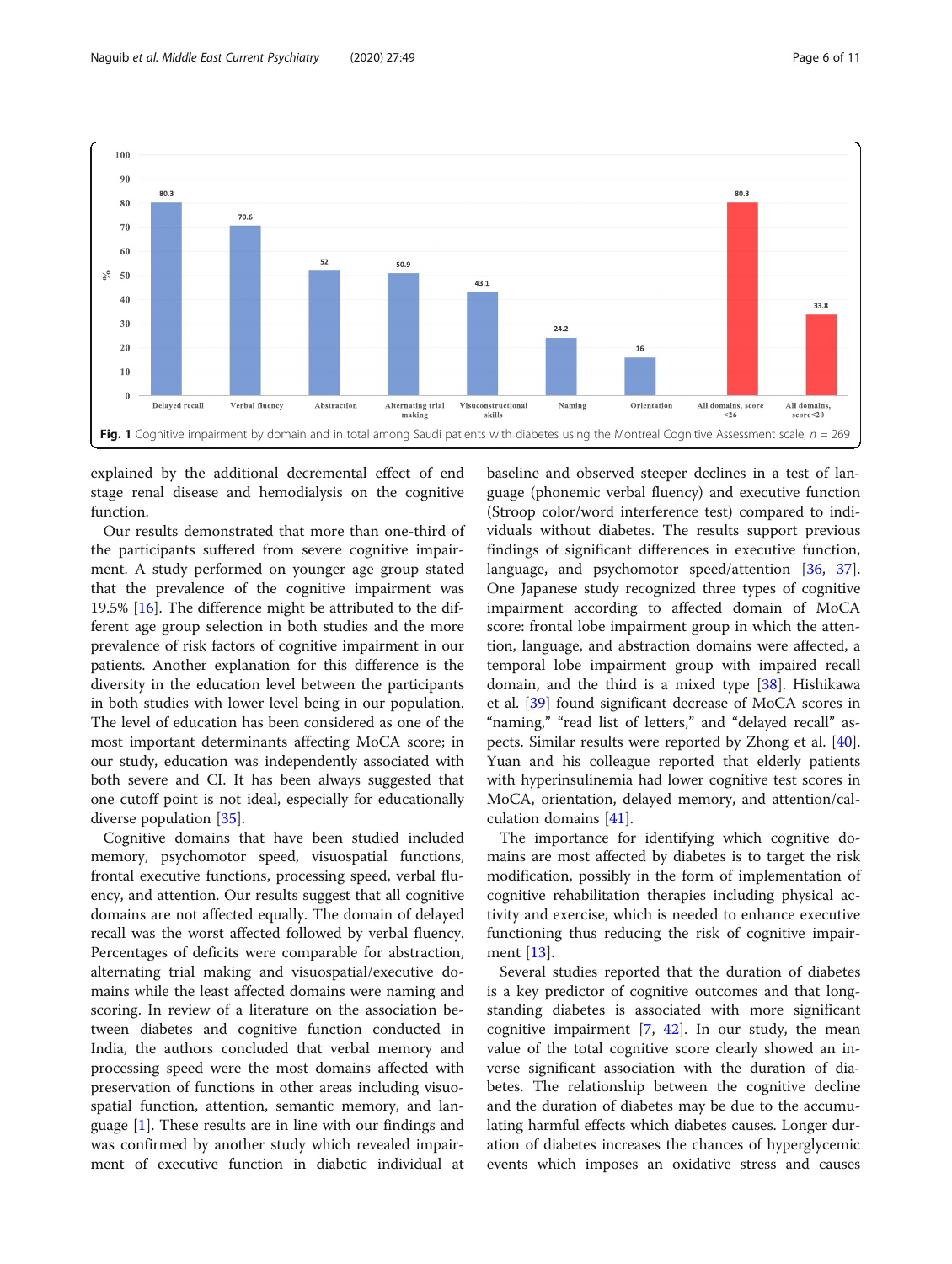Fig. 1 Cognitive impairment by domain and in total among Saudi patients with diabetes using the Montreal Cognitive Assessment scale, $n = 269$

explained by the additional decremental effect of end stage renal disease and hemodialysis on the cognitive function.

Our results demonstrated that more than one-third of the participants suffered from severe cognitive impairment. A study performed on younger age group stated that the prevalence of the cognitive impairment was 19.5% [16]. The difference might be attributed to the different age group selection in both studies and the more prevalence of risk factors of cognitive impairment in our patients. Another explanation for this difference is the diversity in the education level between the participants in both studies with lower level being in our population. The level of education has been considered as one of the most important determinants affecting MoCA score; in our study, education was independently associated with both severe and CI. It has been always suggested that one cutoff point is not ideal, especially for educationally diverse population [35].

Cognitive domains that have been studied included memory, psychomotor speed, visuospatial functions, frontal executive functions, processing speed, verbal fluency, and attention. Our results suggest that all cognitive domains are not affected equally. The domain of delayed recall was the worst affected followed by verbal fluency. Percentages of deficits were comparable for abstraction, alternating trial making and visuospatial/executive domains while the least affected domains were naming and scoring. In review of a literature on the association between diabetes and cognitive function conducted in India, the authors concluded that verbal memory and processing speed were the most domains affected with preservation of functions in other areas including visuospatial function, attention, semantic memory, and language [1]. These results are in line with our findings and was confirmed by another study which revealed impairment of executive function in diabetic individual at baseline and observed steeper declines in a test of language (phonemic verbal fluency) and executive function (Stroop color/word interference test) compared to individuals without diabetes. The results support previous findings of significant differences in executive function, language, and psychomotor speed/attention [36, 37]. One Japanese study recognized three types of cognitive impairment according to affected domain of MoCA score: frontal lobe impairment group in which the attention, language, and abstraction domains were affected, a temporal lobe impairment group with impaired recall domain, and the third is a mixed type [38]. Hishikawa et al. [39] found significant decrease of MoCA scores in "naming," "read list of letters," and "delayed recall" aspects. Similar results were reported by Zhong et al. [40]. Yuan and his colleague reported that elderly patients with hyperinsulinemia had lower cognitive test scores in MoCA, orientation, delayed memory, and attention/calculation domains [41].

The importance for identifying which cognitive domains are most affected by diabetes is to target the risk modification, possibly in the form of implementation of cognitive rehabilitation therapies including physical activity and exercise, which is needed to enhance executive functioning thus reducing the risk of cognitive impairment [13].

Several studies reported that the duration of diabetes is a key predictor of cognitive outcomes and that long-standing diabetes is associated with more significant cognitive impairment [7, 42]. In our study, the mean value of the total cognitive score clearly showed an inverse significant association with the duration of diabetes. The relationship between the cognitive decline and the duration of diabetes may be due to the accumulating harmful effects which diabetes causes. Longer duration of diabetes increases the chances of hyperglycemic events which imposes an oxidative stress and causes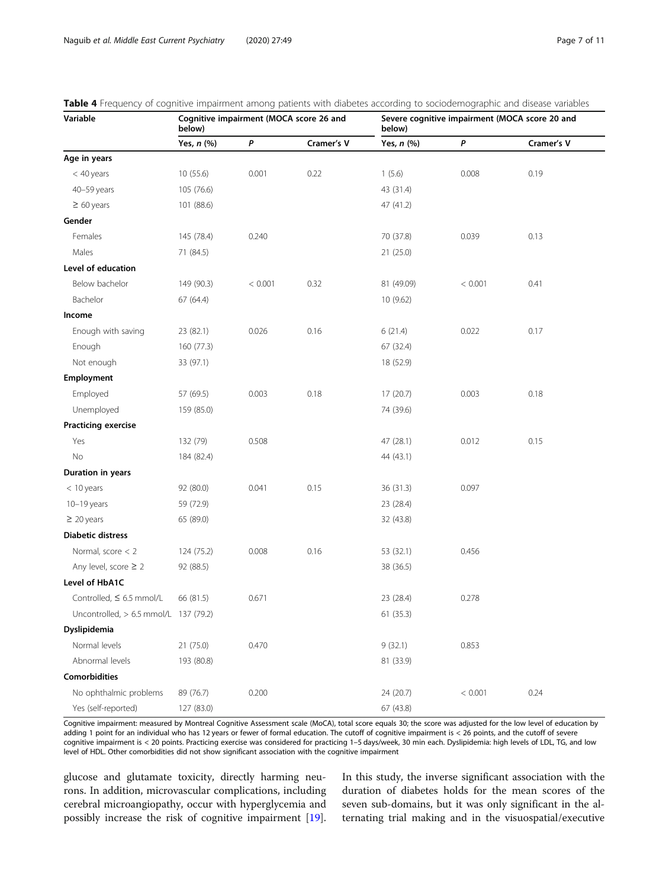**Table 4** Frequency of cognitive impairment among patients with diabetes according to sociodemographic and disease variables

| Variable | Cognitive impairment (MOCA score 26 and below) | | | Severe cognitive impairment (MOCA score 20 and below) | | |
|---|---|---|---|---|---|---|
| | Yes, *n* (%) | *P* | Cramer's V | Yes, *n* (%) | *P* | Cramer's V |
| **Age in years** | | | | | | |
| < 40 years | 10 (55.6) | 0.001 | 0.22 | 1 (5.6) | 0.008 | 0.19 |
| 40–59 years | 105 (76.6) | | | 43 (31.4) | | |
| ≥ 60 years | 101 (88.6) | | | 47 (41.2) | | |
| **Gender** | | | | | | |
| Females | 145 (78.4) | 0.240 | | 70 (37.8) | 0.039 | 0.13 |
| Males | 71 (84.5) | | | 21 (25.0) | | |
| **Level of education** | | | | | | |
| Below bachelor | 149 (90.3) | < 0.001 | 0.32 | 81 (49.09) | < 0.001 | 0.41 |
| Bachelor | 67 (64.4) | | | 10 (9.62) | | |
| **Income** | | | | | | |
| Enough with saving | 23 (82.1) | 0.026 | 0.16 | 6 (21.4) | 0.022 | 0.17 |
| Enough | 160 (77.3) | | | 67 (32.4) | | |
| Not enough | 33 (97.1) | | | 18 (52.9) | | |
| **Employment** | | | | | | |
| Employed | 57 (69.5) | 0.003 | 0.18 | 17 (20.7) | 0.003 | 0.18 |
| Unemployed | 159 (85.0) | | | 74 (39.6) | | |
| **Practicing exercise** | | | | | | |
| Yes | 132 (79) | 0.508 | | 47 (28.1) | 0.012 | 0.15 |
| No | 184 (82.4) | | | 44 (43.1) | | |
| **Duration in years** | | | | | | |
| < 10 years | 92 (80.0) | 0.041 | 0.15 | 36 (31.3) | 0.097 | |
| 10–19 years | 59 (72.9) | | | 23 (28.4) | | |
| ≥ 20 years | 65 (89.0) | | | 32 (43.8) | | |
| **Diabetic distress** | | | | | | |
| Normal, score < 2 | 124 (75.2) | 0.008 | 0.16 | 53 (32.1) | 0.456 | |
| Any level, score ≥ 2 | 92 (88.5) | | | 38 (36.5) | | |
| **Level of HbA1C** | | | | | | |
| Controlled, ≤ 6.5 mmol/L | 66 (81.5) | 0.671 | | 23 (28.4) | 0.278 | |
| Uncontrolled, > 6.5 mmol/L | 137 (79.2) | | | 61 (35.3) | | |
| **Dyslipidemia** | | | | | | |
| Normal levels | 21 (75.0) | 0.470 | | 9 (32.1) | 0.853 | |
| Abnormal levels | 193 (80.8) | | | 81 (33.9) | | |
| **Comorbidities** | | | | | | |
| No ophthalmic problems | 89 (76.7) | 0.200 | | 24 (20.7) | < 0.001 | 0.24 |
| Yes (self-reported) | 127 (83.0) | | | 67 (43.8) | | |

Cognitive impairment: measured by Montreal Cognitive Assessment scale (MoCA), total score equals 30; the score was adjusted for the low level of education by adding 1 point for an individual who has 12 years or fewer of formal education. The cutoff of cognitive impairment is < 26 points, and the cutoff of severe cognitive impairment is < 20 points. Practicing exercise was considered for practicing 1–5 days/week, 30 min each. Dyslipidemia: high levels of LDL, TG, and low level of HDL. Other comorbidities did not show significant association with the cognitive impairment

glucose and glutamate toxicity, directly harming neurons. In addition, microvascular complications, including cerebral microangiopathy, occur with hyperglycemia and possibly increase the risk of cognitive impairment [19]. In this study, the inverse significant association with the duration of diabetes holds for the mean scores of the seven sub-domains, but it was only significant in the alternating trial making and in the visuospatial/executive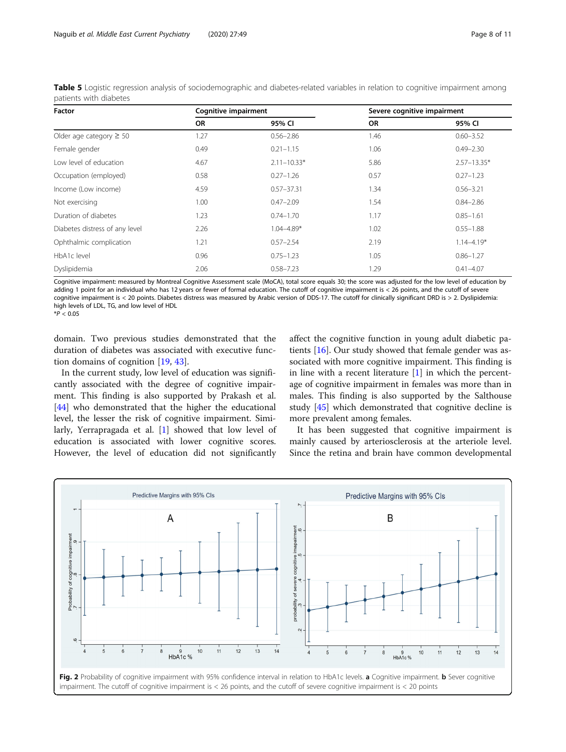**Table 5** Logistic regression analysis of sociodemographic and diabetes-related variables in relation to cognitive impairment among patients with diabetes

| Factor | Cognitive impairment | | Severe cognitive impairment | |
|---|---|---|---|---|
| | OR | 95% CI | OR | 95% CI |
| Older age category ≥ 50 | 1.27 | 0.56–2.86 | 1.46 | 0.60–3.52 |
| Female gender | 0.49 | 0.21–1.15 | 1.06 | 0.49–2.30 |
| Low level of education | 4.67 | 2.11–10.33* | 5.86 | 2.57–13.35* |
| Occupation (employed) | 0.58 | 0.27–1.26 | 0.57 | 0.27–1.23 |
| Income (Low income) | 4.59 | 0.57–37.31 | 1.34 | 0.56–3.21 |
| Not exercising | 1.00 | 0.47–2.09 | 1.54 | 0.84–2.86 |
| Duration of diabetes | 1.23 | 0.74–1.70 | 1.17 | 0.85–1.61 |
| Diabetes distress of any level | 2.26 | 1.04–4.89* | 1.02 | 0.55–1.88 |
| Ophthalmic complication | 1.21 | 0.57–2.54 | 2.19 | 1.14–4.19* |
| HbA1c level | 0.96 | 0.75–1.23 | 1.05 | 0.86–1.27 |
| Dyslipidemia | 2.06 | 0.58–7.23 | 1.29 | 0.41–4.07 |

Cognitive impairment: measured by Montreal Cognitive Assessment scale (MoCA), total score equals 30; the score was adjusted for the low level of education by adding 1 point for an individual who has 12 years or fewer of formal education. The cutoff of cognitive impairment is < 26 points, and the cutoff of severe cognitive impairment is < 20 points. Diabetes distress was measured by Arabic version of DDS-17. The cutoff for clinically significant DRD is > 2. Dyslipidemia: high levels of LDL, TG, and low level of HDL
*$P < 0.05$

domain. Two previous studies demonstrated that the duration of diabetes was associated with executive function domains of cognition [19, 43].

In the current study, low level of education was significantly associated with the degree of cognitive impairment. This finding is also supported by Prakash et al. [44] who demonstrated that the higher the educational level, the lesser the risk of cognitive impairment. Similarly, Yerrapragada et al. [1] showed that low level of education is associated with lower cognitive scores. However, the level of education did not significantly affect the cognitive function in young adult diabetic patients [16]. Our study showed that female gender was associated with more cognitive impairment. This finding is in line with a recent literature [1] in which the percentage of cognitive impairment in females was more than in males. This finding is also supported by the Salthouse study [45] which demonstrated that cognitive decline is more prevalent among females.

It has been suggested that cognitive impairment is mainly caused by arteriosclerosis at the arteriole level. Since the retina and brain have common developmental

**Fig. 2** Probability of cognitive impairment with 95% confidence interval in relation to HbA1c levels. **a** Cognitive impairment. **b** Sever cognitive impairment. The cutoff of cognitive impairment is < 26 points, and the cutoff of severe cognitive impairment is < 20 points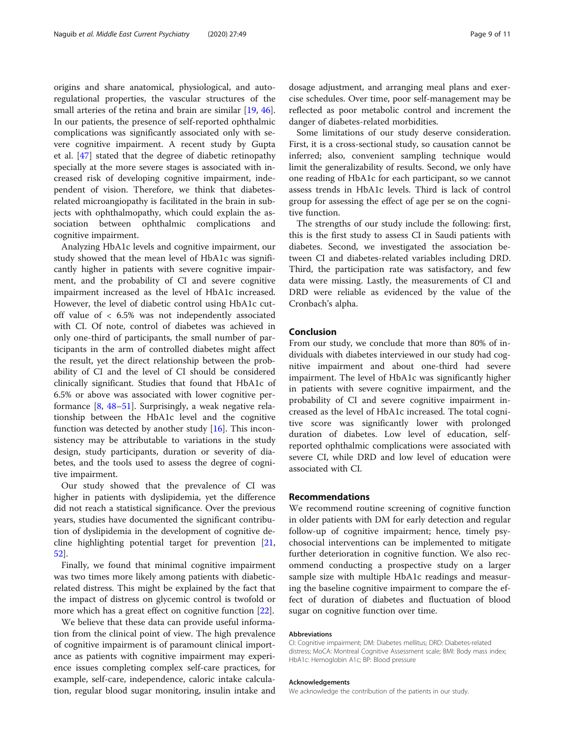origins and share anatomical, physiological, and autoregulational properties, the vascular structures of the small arteries of the retina and brain are similar [19, 46]. In our patients, the presence of self-reported ophthalmic complications was significantly associated only with severe cognitive impairment. A recent study by Gupta et al. [47] stated that the degree of diabetic retinopathy specially at the more severe stages is associated with increased risk of developing cognitive impairment, independent of vision. Therefore, we think that diabetes-related microangiopathy is facilitated in the brain in subjects with ophthalmopathy, which could explain the association between ophthalmic complications and cognitive impairment.

Analyzing HbA1c levels and cognitive impairment, our study showed that the mean level of HbA1c was significantly higher in patients with severe cognitive impairment, and the probability of CI and severe cognitive impairment increased as the level of HbA1c increased. However, the level of diabetic control using HbA1c cutoff value of < 6.5% was not independently associated with CI. Of note, control of diabetes was achieved in only one-third of participants, the small number of participants in the arm of controlled diabetes might affect the result, yet the direct relationship between the probability of CI and the level of CI should be considered clinically significant. Studies that found that HbA1c of 6.5% or above was associated with lower cognitive performance [8, 48–51]. Surprisingly, a weak negative relationship between the HbA1c level and the cognitive function was detected by another study [16]. This inconsistency may be attributable to variations in the study design, study participants, duration or severity of diabetes, and the tools used to assess the degree of cognitive impairment.

Our study showed that the prevalence of CI was higher in patients with dyslipidemia, yet the difference did not reach a statistical significance. Over the previous years, studies have documented the significant contribution of dyslipidemia in the development of cognitive decline highlighting potential target for prevention [21, 52].

Finally, we found that minimal cognitive impairment was two times more likely among patients with diabetic-related distress. This might be explained by the fact that the impact of distress on glycemic control is twofold or more which has a great effect on cognitive function [22].

We believe that these data can provide useful information from the clinical point of view. The high prevalence of cognitive impairment is of paramount clinical importance as patients with cognitive impairment may experience issues completing complex self-care practices, for example, self-care, independence, caloric intake calculation, regular blood sugar monitoring, insulin intake and dosage adjustment, and arranging meal plans and exercise schedules. Over time, poor self-management may be reflected as poor metabolic control and increment the danger of diabetes-related morbidities.

Some limitations of our study deserve consideration. First, it is a cross-sectional study, so causation cannot be inferred; also, convenient sampling technique would limit the generalizability of results. Second, we only have one reading of HbA1c for each participant, so we cannot assess trends in HbA1c levels. Third is lack of control group for assessing the effect of age per se on the cognitive function.

The strengths of our study include the following: first, this is the first study to assess CI in Saudi patients with diabetes. Second, we investigated the association between CI and diabetes-related variables including DRD. Third, the participation rate was satisfactory, and few data were missing. Lastly, the measurements of CI and DRD were reliable as evidenced by the value of the Cronbach's alpha.

## Conclusion

From our study, we conclude that more than 80% of individuals with diabetes interviewed in our study had cognitive impairment and about one-third had severe impairment. The level of HbA1c was significantly higher in patients with severe cognitive impairment, and the probability of CI and severe cognitive impairment increased as the level of HbA1c increased. The total cognitive score was significantly lower with prolonged duration of diabetes. Low level of education, self-reported ophthalmic complications were associated with severe CI, while DRD and low level of education were associated with CI.

## Recommendations

We recommend routine screening of cognitive function in older patients with DM for early detection and regular follow-up of cognitive impairment; hence, timely psychosocial interventions can be implemented to mitigate further deterioration in cognitive function. We also recommend conducting a prospective study on a larger sample size with multiple HbA1c readings and measuring the baseline cognitive impairment to compare the effect of duration of diabetes and fluctuation of blood sugar on cognitive function over time.

### Abbreviations

CI: Cognitive impairment; DM: Diabetes mellitus; DRD: Diabetes-related distress; MoCA: Montreal Cognitive Assessment scale; BMI: Body mass index; HbA1c: Hemoglobin A1c; BP: Blood pressure

### Acknowledgements

We acknowledge the contribution of the patients in our study.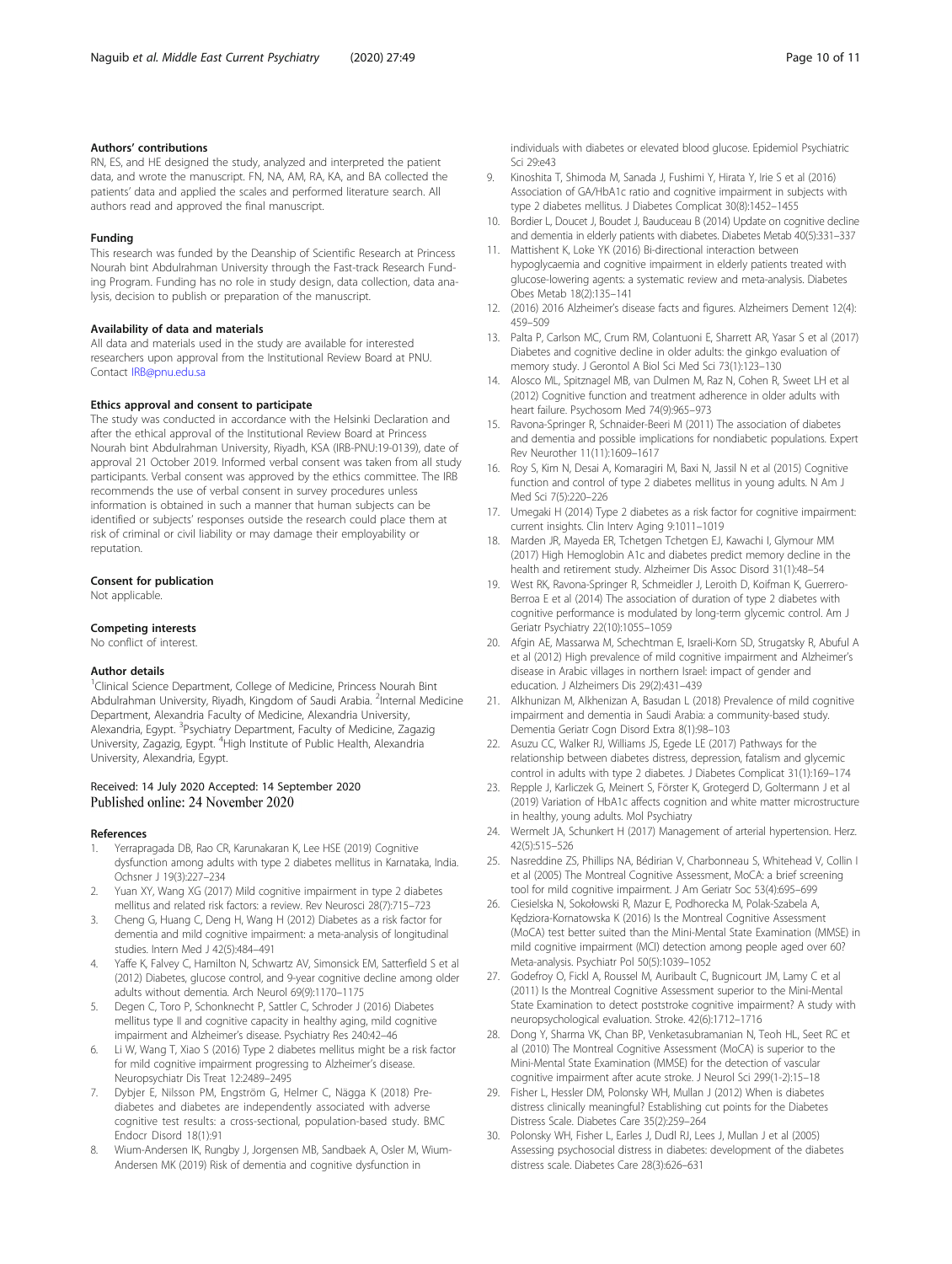### Authors' contributions

RN, ES, and HE designed the study, analyzed and interpreted the patient data, and wrote the manuscript. FN, NA, AM, RA, KA, and BA collected the patients' data and applied the scales and performed literature search. All authors read and approved the final manuscript.

### Funding

This research was funded by the Deanship of Scientific Research at Princess Nourah bint Abdulrahman University through the Fast-track Research Funding Program. Funding has no role in study design, data collection, data analysis, decision to publish or preparation of the manuscript.

### Availability of data and materials

All data and materials used in the study are available for interested researchers upon approval from the Institutional Review Board at PNU. Contact IRB@pnu.edu.sa

### Ethics approval and consent to participate

The study was conducted in accordance with the Helsinki Declaration and after the ethical approval of the Institutional Review Board at Princess Nourah bint Abdulrahman University, Riyadh, KSA (IRB-PNU:19-0139), date of approval 21 October 2019. Informed verbal consent was taken from all study participants. Verbal consent was approved by the ethics committee. The IRB recommends the use of verbal consent in survey procedures unless information is obtained in such a manner that human subjects can be identified or subjects' responses outside the research could place them at risk of criminal or civil liability or may damage their employability or reputation.

### Consent for publication

Not applicable.

### Competing interests

No conflict of interest.

### Author details

[1]Clinical Science Department, College of Medicine, Princess Nourah Bint Abdulrahman University, Riyadh, Kingdom of Saudi Arabia. [2]Internal Medicine Department, Alexandria Faculty of Medicine, Alexandria University, Alexandria, Egypt. [3]Psychiatry Department, Faculty of Medicine, Zagazig University, Zagazig, Egypt. [4]High Institute of Public Health, Alexandria University, Alexandria, Egypt.

Received: 14 July 2020 Accepted: 14 September 2020
Published online: 24 November 2020

### References

1. Yerrapragada DB, Rao CR, Karunakaran K, Lee HSE (2019) Cognitive dysfunction among adults with type 2 diabetes mellitus in Karnataka, India. Ochsner J 19(3):227–234
2. Yuan XY, Wang XG (2017) Mild cognitive impairment in type 2 diabetes mellitus and related risk factors: a review. Rev Neurosci 28(7):715–723
3. Cheng G, Huang C, Deng H, Wang H (2012) Diabetes as a risk factor for dementia and mild cognitive impairment: a meta-analysis of longitudinal studies. Intern Med J 42(5):484–491
4. Yaffe K, Falvey C, Hamilton N, Schwartz AV, Simonsick EM, Satterfield S et al (2012) Diabetes, glucose control, and 9-year cognitive decline among older adults without dementia. Arch Neurol 69(9):1170–1175
5. Degen C, Toro P, Schonknecht P, Sattler C, Schroder J (2016) Diabetes mellitus type II and cognitive capacity in healthy aging, mild cognitive impairment and Alzheimer's disease. Psychiatry Res 240:42–46
6. Li W, Wang T, Xiao S (2016) Type 2 diabetes mellitus might be a risk factor for mild cognitive impairment progressing to Alzheimer's disease. Neuropsychiatr Dis Treat 12:2489–2495
7. Dybjer E, Nilsson PM, Engström G, Helmer C, Nägga K (2018) Pre-diabetes and diabetes are independently associated with adverse cognitive test results: a cross-sectional, population-based study. BMC Endocr Disord 18(1):91
8. Wium-Andersen IK, Rungby J, Jorgensen MB, Sandbaek A, Osler M, Wium-Andersen MK (2019) Risk of dementia and cognitive dysfunction in individuals with diabetes or elevated blood glucose. Epidemiol Psychiatric Sci 29:e43
9. Kinoshita T, Shimoda M, Sanada J, Fushimi Y, Hirata Y, Irie S et al (2016) Association of GA/HbA1c ratio and cognitive impairment in subjects with type 2 diabetes mellitus. J Diabetes Complicat 30(8):1452–1455
10. Bordier L, Doucet J, Boudet J, Bauduceau B (2014) Update on cognitive decline and dementia in elderly patients with diabetes. Diabetes Metab 40(5):331–337
11. Mattishent K, Loke YK (2016) Bi-directional interaction between hypoglycaemia and cognitive impairment in elderly patients treated with glucose-lowering agents: a systematic review and meta-analysis. Diabetes Obes Metab 18(2):135–141
12. (2016) 2016 Alzheimer's disease facts and figures. Alzheimers Dement 12(4): 459–509
13. Palta P, Carlson MC, Crum RM, Colantuoni E, Sharrett AR, Yasar S et al (2017) Diabetes and cognitive decline in older adults: the ginkgo evaluation of memory study. J Gerontol A Biol Sci Med Sci 73(1):123–130
14. Alosco ML, Spitznagel MB, van Dulmen M, Raz N, Cohen R, Sweet LH et al (2012) Cognitive function and treatment adherence in older adults with heart failure. Psychosom Med 74(9):965–973
15. Ravona-Springer R, Schnaider-Beeri M (2011) The association of diabetes and dementia and possible implications for nondiabetic populations. Expert Rev Neurother 11(11):1609–1617
16. Roy S, Kim N, Desai A, Komaragiri M, Baxi N, Jassil N et al (2015) Cognitive function and control of type 2 diabetes mellitus in young adults. N Am J Med Sci 7(5):220–226
17. Umegaki H (2014) Type 2 diabetes as a risk factor for cognitive impairment: current insights. Clin Interv Aging 9:1011–1019
18. Marden JR, Mayeda ER, Tchetgen Tchetgen EJ, Kawachi I, Glymour MM (2017) High Hemoglobin A1c and diabetes predict memory decline in the health and retirement study. Alzheimer Dis Assoc Disord 31(1):48–54
19. West RK, Ravona-Springer R, Schmeidler J, Leroith D, Koifman K, Guerrero-Berroa E et al (2014) The association of duration of type 2 diabetes with cognitive performance is modulated by long-term glycemic control. Am J Geriatr Psychiatry 22(10):1055–1059
20. Afgin AE, Massarwa M, Schechtman E, Israeli-Korn SD, Strugatsky R, Abuful A et al (2012) High prevalence of mild cognitive impairment and Alzheimer's disease in Arabic villages in northern Israel: impact of gender and education. J Alzheimers Dis 29(2):431–439
21. Alkhunizan M, Alkhenizan A, Basudan L (2018) Prevalence of mild cognitive impairment and dementia in Saudi Arabia: a community-based study. Dementia Geriatr Cogn Disord Extra 8(1):98–103
22. Asuzu CC, Walker RJ, Williams JS, Egede LE (2017) Pathways for the relationship between diabetes distress, depression, fatalism and glycemic control in adults with type 2 diabetes. J Diabetes Complicat 31(1):169–174
23. Repple J, Karliczek G, Meinert S, Förster K, Grotegerd D, Goltermann J et al (2019) Variation of HbA1c affects cognition and white matter microstructure in healthy, young adults. Mol Psychiatry
24. Wermelt JA, Schunkert H (2017) Management of arterial hypertension. Herz. 42(5):515–526
25. Nasreddine ZS, Phillips NA, Bédirian V, Charbonneau S, Whitehead V, Collin I et al (2005) The Montreal Cognitive Assessment, MoCA: a brief screening tool for mild cognitive impairment. J Am Geriatr Soc 53(4):695–699
26. Ciesielska N, Sokołowski R, Mazur E, Podhorecka M, Polak-Szabela A, Kędziora-Kornatowska K (2016) Is the Montreal Cognitive Assessment (MoCA) test better suited than the Mini-Mental State Examination (MMSE) in mild cognitive impairment (MCI) detection among people aged over 60? Meta-analysis. Psychiatr Pol 50(5):1039–1052
27. Godefroy O, Fickl A, Roussel M, Auribault C, Bugnicourt JM, Lamy C et al (2011) Is the Montreal Cognitive Assessment superior to the Mini-Mental State Examination to detect poststroke cognitive impairment? A study with neuropsychological evaluation. Stroke. 42(6):1712–1716
28. Dong Y, Sharma VK, Chan BP, Venketasubramanian N, Teoh HL, Seet RC et al (2010) The Montreal Cognitive Assessment (MoCA) is superior to the Mini-Mental State Examination (MMSE) for the detection of vascular cognitive impairment after acute stroke. J Neurol Sci 299(1-2):15–18
29. Fisher L, Hessler DM, Polonsky WH, Mullan J (2012) When is diabetes distress clinically meaningful? Establishing cut points for the Diabetes Distress Scale. Diabetes Care 35(2):259–264
30. Polonsky WH, Fisher L, Earles J, Dudl RJ, Lees J, Mullan J et al (2005) Assessing psychosocial distress in diabetes: development of the diabetes distress scale. Diabetes Care 28(3):626–631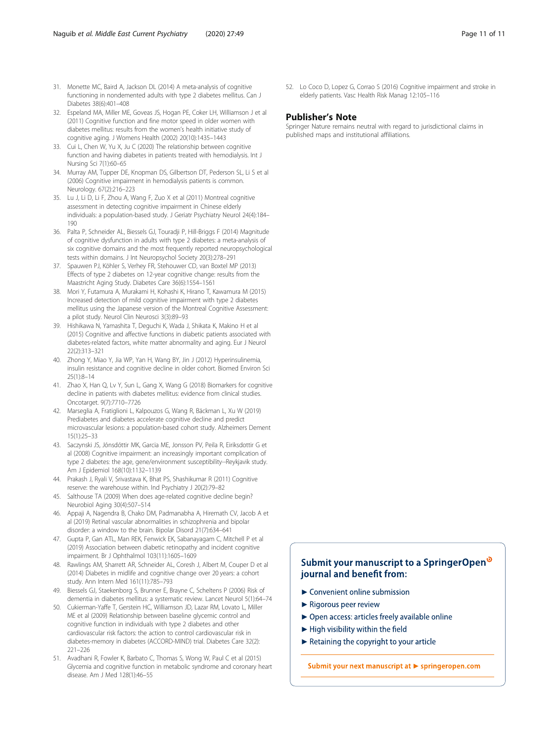31. Monette MC, Baird A, Jackson DL (2014) A meta-analysis of cognitive functioning in nondemented adults with type 2 diabetes mellitus. Can J Diabetes 38(6):401–408
32. Espeland MA, Miller ME, Goveas JS, Hogan PE, Coker LH, Williamson J et al (2011) Cognitive function and fine motor speed in older women with diabetes mellitus: results from the women's health initiative study of cognitive aging. J Womens Health (2002) 20(10):1435–1443
33. Cui L, Chen W, Yu X, Ju C (2020) The relationship between cognitive function and having diabetes in patients treated with hemodialysis. Int J Nursing Sci 7(1):60–65
34. Murray AM, Tupper DE, Knopman DS, Gilbertson DT, Pederson SL, Li S et al (2006) Cognitive impairment in hemodialysis patients is common. Neurology. 67(2):216–223
35. Lu J, Li D, Li F, Zhou A, Wang F, Zuo X et al (2011) Montreal cognitive assessment in detecting cognitive impairment in Chinese elderly individuals: a population-based study. J Geriatr Psychiatry Neurol 24(4):184–190
36. Palta P, Schneider AL, Biessels GJ, Touradji P, Hill-Briggs F (2014) Magnitude of cognitive dysfunction in adults with type 2 diabetes: a meta-analysis of six cognitive domains and the most frequently reported neuropsychological tests within domains. J Int Neuropsychol Society 20(3):278–291
37. Spauwen PJ, Köhler S, Verhey FR, Stehouwer CD, van Boxtel MP (2013) Effects of type 2 diabetes on 12-year cognitive change: results from the Maastricht Aging Study. Diabetes Care 36(6):1554–1561
38. Mori Y, Futamura A, Murakami H, Kohashi K, Hirano T, Kawamura M (2015) Increased detection of mild cognitive impairment with type 2 diabetes mellitus using the Japanese version of the Montreal Cognitive Assessment: a pilot study. Neurol Clin Neurosci 3(3):89–93
39. Hishikawa N, Yamashita T, Deguchi K, Wada J, Shikata K, Makino H et al (2015) Cognitive and affective functions in diabetic patients associated with diabetes-related factors, white matter abnormality and aging. Eur J Neurol 22(2):313–321
40. Zhong Y, Miao Y, Jia WP, Yan H, Wang BY, Jin J (2012) Hyperinsulinemia, insulin resistance and cognitive decline in older cohort. Biomed Environ Sci 25(1):8–14
41. Zhao X, Han Q, Lv Y, Sun L, Gang X, Wang G (2018) Biomarkers for cognitive decline in patients with diabetes mellitus: evidence from clinical studies. Oncotarget. 9(7):7710–7726
42. Marseglia A, Fratiglioni L, Kalpouzos G, Wang R, Bäckman L, Xu W (2019) Prediabetes and diabetes accelerate cognitive decline and predict microvascular lesions: a population-based cohort study. Alzheimers Dement 15(1):25–33
43. Saczynski JS, Jónsdóttir MK, Garcia ME, Jonsson PV, Peila R, Eiriksdottir G et al (2008) Cognitive impairment: an increasingly important complication of type 2 diabetes: the age, gene/environment susceptibility--Reykjavik study. Am J Epidemiol 168(10):1132–1139
44. Prakash J, Ryali V, Srivastava K, Bhat PS, Shashikumar R (2011) Cognitive reserve: the warehouse within. Ind Psychiatry J 20(2):79–82
45. Salthouse TA (2009) When does age-related cognitive decline begin? Neurobiol Aging 30(4):507–514
46. Appaji A, Nagendra B, Chako DM, Padmanabha A, Hiremath CV, Jacob A et al (2019) Retinal vascular abnormalities in schizophrenia and bipolar disorder: a window to the brain. Bipolar Disord 21(7):634–641
47. Gupta P, Gan ATL, Man REK, Fenwick EK, Sabanayagam C, Mitchell P et al (2019) Association between diabetic retinopathy and incident cognitive impairment. Br J Ophthalmol 103(11):1605–1609
48. Rawlings AM, Sharrett AR, Schneider AL, Coresh J, Albert M, Couper D et al (2014) Diabetes in midlife and cognitive change over 20 years: a cohort study. Ann Intern Med 161(11):785–793
49. Biessels GJ, Staekenborg S, Brunner E, Brayne C, Scheltens P (2006) Risk of dementia in diabetes mellitus: a systematic review. Lancet Neurol 5(1):64–74
50. Cukierman-Yaffe T, Gerstein HC, Williamson JD, Lazar RM, Lovato L, Miller ME et al (2009) Relationship between baseline glycemic control and cognitive function in individuals with type 2 diabetes and other cardiovascular risk factors: the action to control cardiovascular risk in diabetes-memory in diabetes (ACCORD-MIND) trial. Diabetes Care 32(2): 221–226
51. Avadhani R, Fowler K, Barbato C, Thomas S, Wong W, Paul C et al (2015) Glycemia and cognitive function in metabolic syndrome and coronary heart disease. Am J Med 128(1):46–55
52. Lo Coco D, Lopez G, Corrao S (2016) Cognitive impairment and stroke in elderly patients. Vasc Health Risk Manag 12:105–116

## Publisher's Note

Springer Nature remains neutral with regard to jurisdictional claims in published maps and institutional affiliations.

**Submit your manuscript to a SpringerOpen journal and benefit from:**

- ► Convenient online submission
- ► Rigorous peer review
- ► Open access: articles freely available online
- ► High visibility within the field
- ► Retaining the copyright to your article

**Submit your next manuscript at ► springeropen.com**